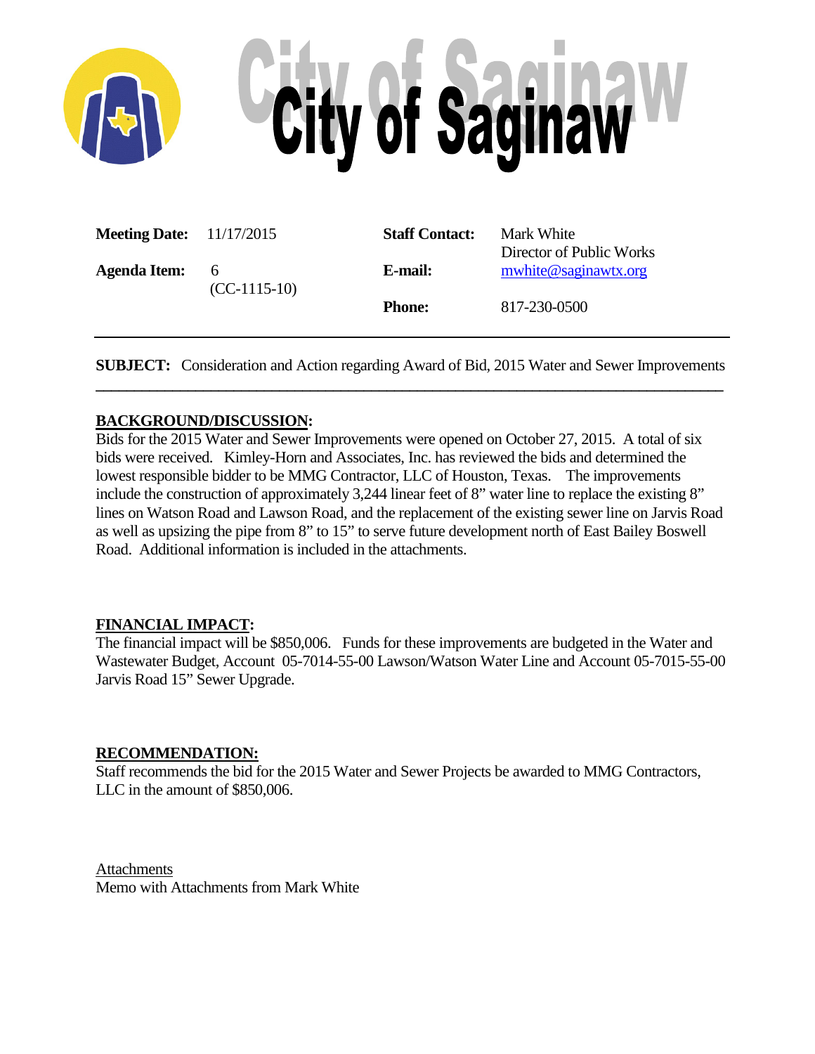# City of Saginaw

| | | | |
|---|---|---|---|
| **Meeting Date:** | 11/17/2015 | **Staff Contact:** | Mark White<br>Director of Public Works |
| **Agenda Item:** | 6<br>(CC-1115-10) | **E-mail:** | mwhite@saginawtx.org |
| | | **Phone:** | 817-230-0500 |

---

**SUBJECT:** Consideration and Action regarding Award of Bid, 2015 Water and Sewer Improvements

---

**BACKGROUND/DISCUSSION:**

Bids for the 2015 Water and Sewer Improvements were opened on October 27, 2015. A total of six bids were received. Kimley-Horn and Associates, Inc. has reviewed the bids and determined the lowest responsible bidder to be MMG Contractor, LLC of Houston, Texas. The improvements include the construction of approximately 3,244 linear feet of 8" water line to replace the existing 8" lines on Watson Road and Lawson Road, and the replacement of the existing sewer line on Jarvis Road as well as upsizing the pipe from 8" to 15" to serve future development north of East Bailey Boswell Road. Additional information is included in the attachments.

**FINANCIAL IMPACT:**

The financial impact will be $850,006. Funds for these improvements are budgeted in the Water and Wastewater Budget, Account 05-7014-55-00 Lawson/Watson Water Line and Account 05-7015-55-00 Jarvis Road 15" Sewer Upgrade.

**RECOMMENDATION:**

Staff recommends the bid for the 2015 Water and Sewer Projects be awarded to MMG Contractors, LLC in the amount of $850,006.

Attachments

Memo with Attachments from Mark White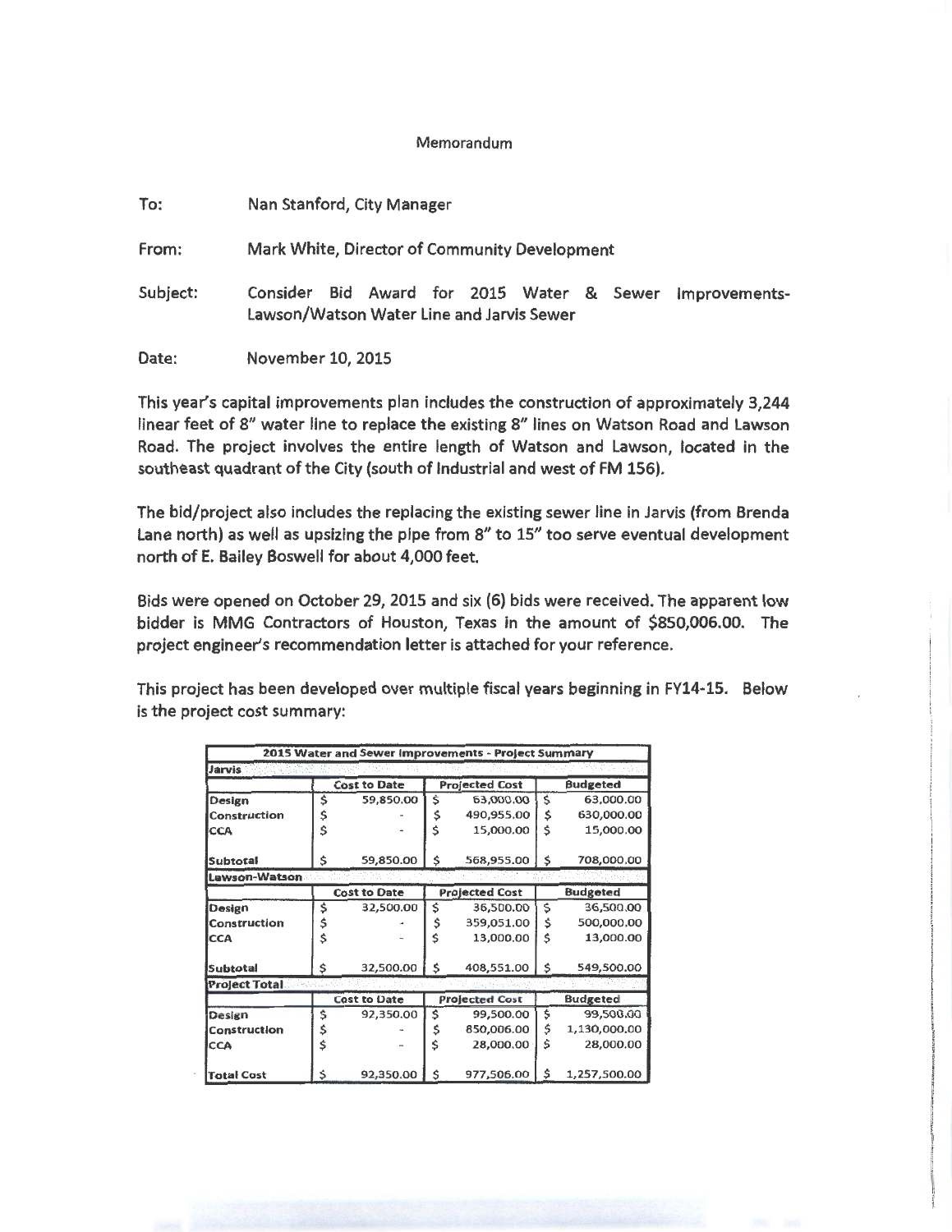Memorandum

To: Nan Stanford, City Manager

From: Mark White, Director of Community Development

Subject: Consider Bid Award for 2015 Water & Sewer Improvements-Lawson/Watson Water Line and Jarvis Sewer

Date: November 10, 2015

This year's capital improvements plan includes the construction of approximately 3,244 linear feet of 8" water line to replace the existing 8" lines on Watson Road and Lawson Road. The project involves the entire length of Watson and Lawson, located in the southeast quadrant of the City (south of Industrial and west of FM 156).

The bid/project also includes the replacing the existing sewer line in Jarvis (from Brenda Lane north) as well as upsizing the pipe from 8" to 15" too serve eventual development north of E. Bailey Boswell for about 4,000 feet.

Bids were opened on October 29, 2015 and six (6) bids were received. The apparent low bidder is MMG Contractors of Houston, Texas in the amount of $850,006.00. The project engineer's recommendation letter is attached for your reference.

This project has been developed over multiple fiscal years beginning in FY14-15. Below is the project cost summary:

| 2015 Water and Sewer Improvements - Project Summary | | | |
|---|---|---|---|
| **Jarvis** | | | |
| | Cost to Date | Projected Cost | Budgeted |
| Design | $ 59,850.00 | $ 63,000.00 | $ 63,000.00 |
| Construction | $ - | $ 490,955.00 | $ 630,000.00 |
| CCA | $ - | $ 15,000.00 | $ 15,000.00 |
| Subtotal | $ 59,850.00 | $ 568,955.00 | $ 708,000.00 |
| **Lawson-Watson** | | | |
| | Cost to Date | Projected Cost | Budgeted |
| Design | $ 32,500.00 | $ 36,500.00 | $ 36,500.00 |
| Construction | $ - | $ 359,051.00 | $ 500,000.00 |
| CCA | $ - | $ 13,000.00 | $ 13,000.00 |
| Subtotal | $ 32,500.00 | $ 408,551.00 | $ 549,500.00 |
| **Project Total** | | | |
| | Cost to Date | Projected Cost | Budgeted |
| Design | $ 92,350.00 | $ 99,500.00 | $ 99,500.00 |
| Construction | $ - | $ 850,006.00 | $ 1,130,000.00 |
| CCA | $ - | $ 28,000.00 | $ 28,000.00 |
| Total Cost | $ 92,350.00 | $ 977,506.00 | $ 1,257,500.00 |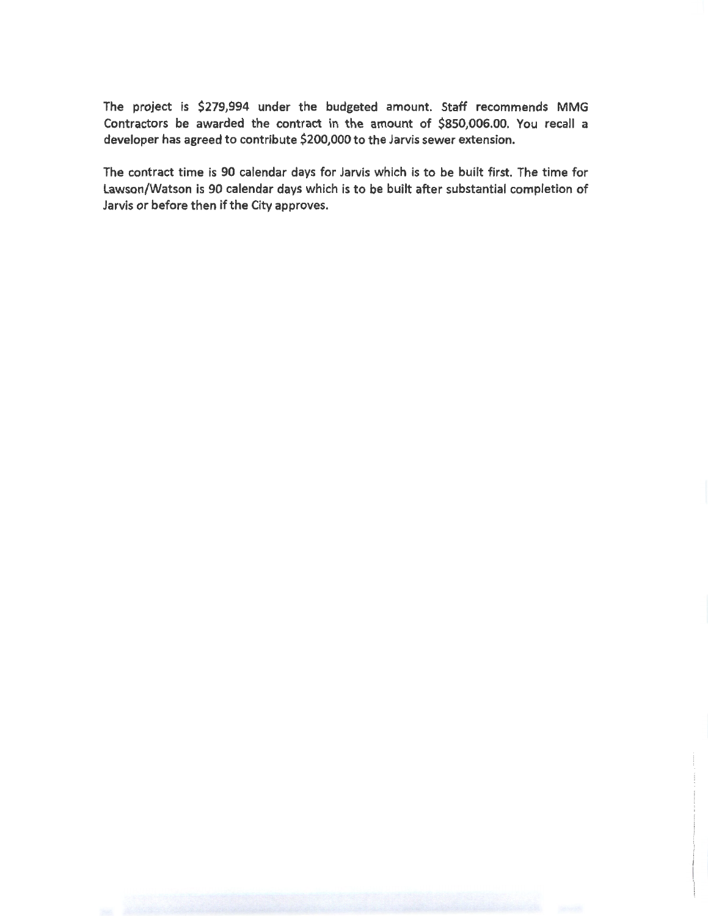The project is $279,994 under the budgeted amount. Staff recommends MMG Contractors be awarded the contract in the amount of $850,006.00. You recall a developer has agreed to contribute $200,000 to the Jarvis sewer extension.

The contract time is 90 calendar days for Jarvis which is to be built first. The time for Lawson/Watson is 90 calendar days which is to be built after substantial completion of Jarvis or before then if the City approves.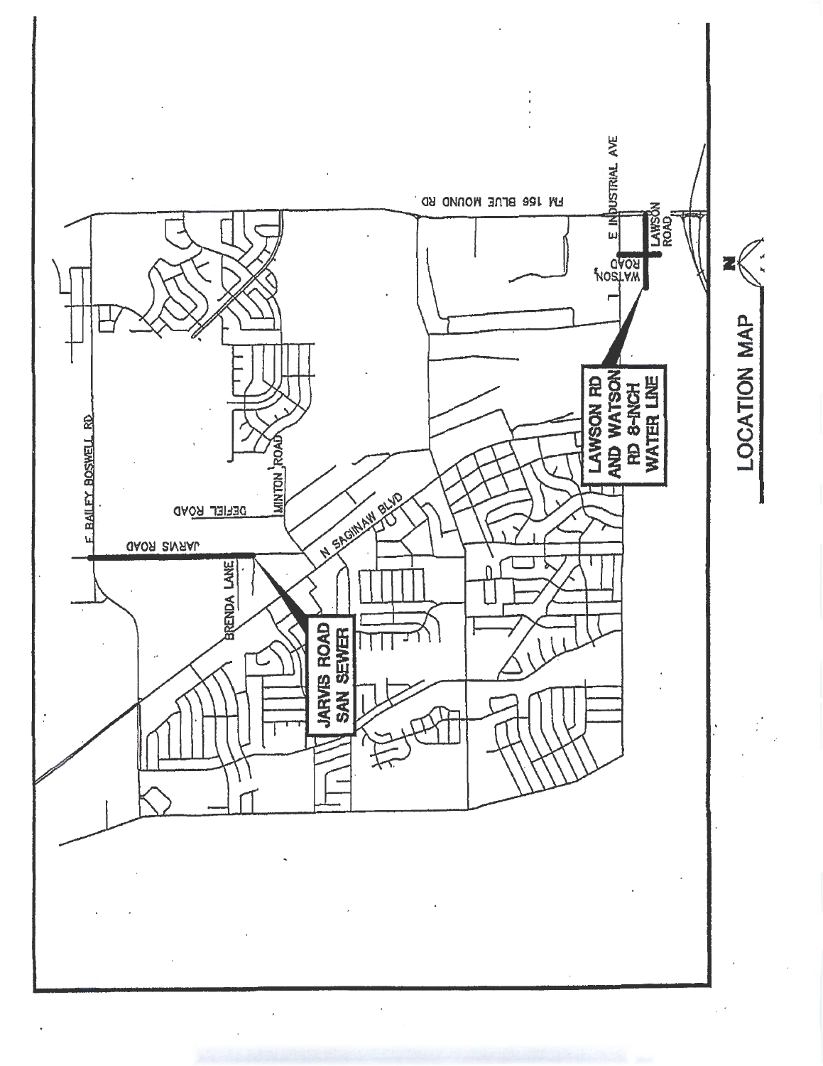# LOCATION MAP

JARVIS ROAD SAN SEWER

LAWSON RD AND WATSON RD 8-INCH WATER LINE

E BAILEY BOSWELL RD

JARVIS ROAD

DEFIEL ROAD

MINTON ROAD

BRENDA LANE

N SAGINAW BLVD

FM 156 BLUE MOUND RD

E INDUSTRIAL AVE

WATSON ROAD

LAWSON ROAD

N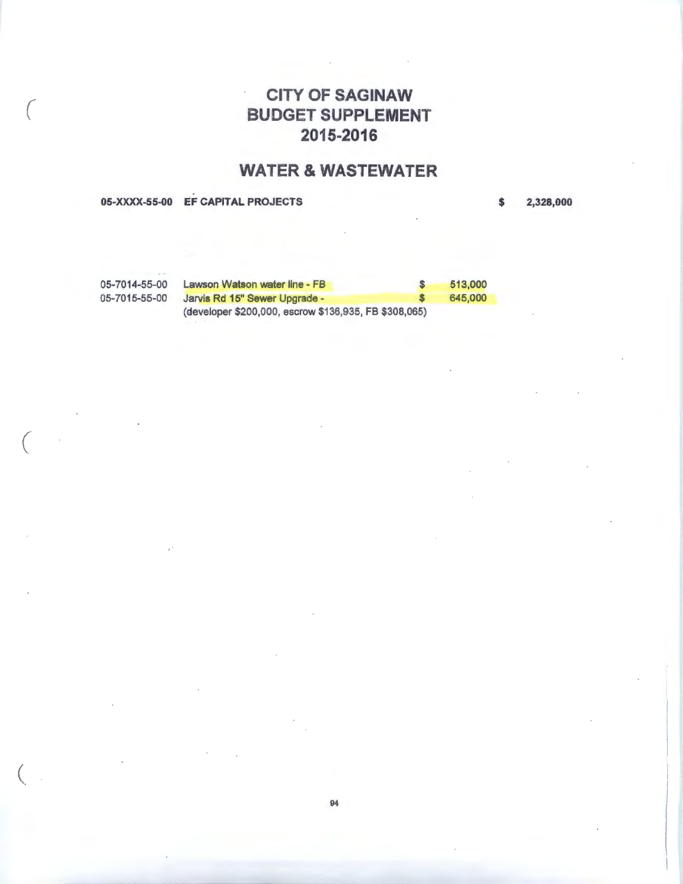# CITY OF SAGINAW
# BUDGET SUPPLEMENT
# 2015-2016

## WATER & WASTEWATER

| | | | |
|---|---|---|---|
| **05-XXXX-55-00** | **EF CAPITAL PROJECTS** | | **$ 2,328,000** |
| 05-7014-55-00 | Lawson Watson water line - FB | $ 513,000 | |
| 05-7015-55-00 | Jarvis Rd 15" Sewer Upgrade - (developer $200,000, escrow $136,935, FB $308,065) | $ 645,000 | |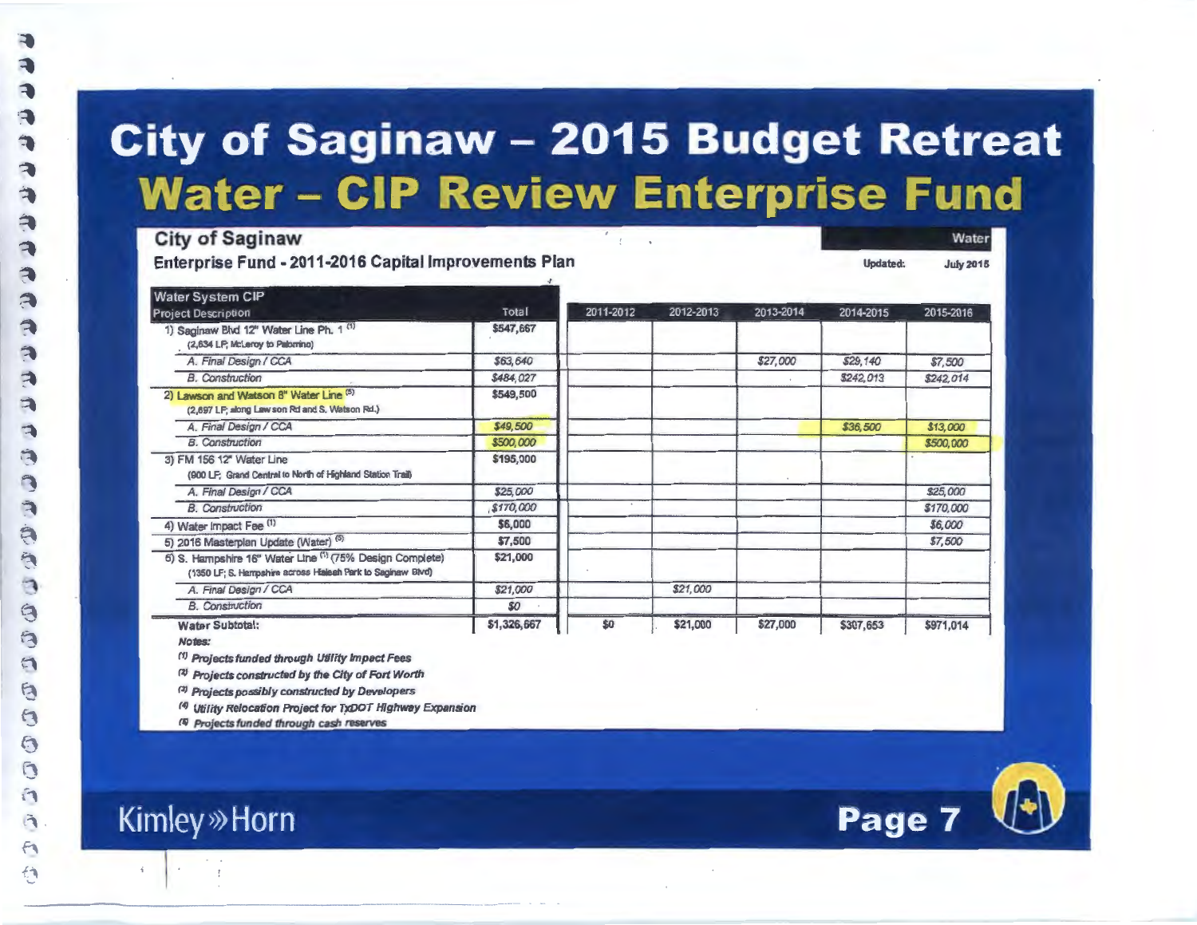# City of Saginaw – 2015 Budget Retreat
## Water – CIP Review Enterprise Fund

**City of Saginaw**

**Enterprise Fund - 2011-2016 Capital Improvements Plan**

Water

Updated: July 2015

| Water System CIP Project Description | Total | 2011-2012 | 2012-2013 | 2013-2014 | 2014-2015 | 2015-2016 |
|---|---|---|---|---|---|---|
| 1) Saginaw Blvd 12" Water Line Ph. 1 [1] (2,634 LF; McLeroy to Palomino) | $547,667 | | | | | |
| A. Final Design / CCA | $63,640 | | | $27,000 | $29,140 | $7,500 |
| B. Construction | $484,027 | | | | $242,013 | $242,014 |
| 2) Lawson and Watson 8" Water Line [5] (2,697 LF; along Lawson Rd and S. Watson Rd.) | $549,500 | | | | | |
| A. Final Design / CCA | $49,500 | | | | $36,500 | $13,000 |
| B. Construction | $500,000 | | | | | $500,000 |
| 3) FM 156 12" Water Line (900 LF; Grand Central to North of Highland Station Trail) | $195,000 | | | | | |
| A. Final Design / CCA | $25,000 | | | | | $25,000 |
| B. Construction | $170,000 | | | | | $170,000 |
| 4) Water Impact Fee [1] | $6,000 | | | | | $6,000 |
| 5) 2016 Masterplan Update (Water) [5] | $7,500 | | | | | $7,500 |
| 6) S. Hampshire 16" Water Line [1] (75% Design Complete) (1350 LF; S. Hampshire across Haleah Park to Saginaw Blvd) | $21,000 | | | | | |
| A. Final Design / CCA | $21,000 | | $21,000 | | | |
| B. Construction | $0 | | | | | |
| **Water Subtotal:** | $1,326,667 | $0 | $21,000 | $27,000 | $307,653 | $971,014 |

*Notes:*

*[1] Projects funded through Utility Impact Fees*

*[2] Projects constructed by the City of Fort Worth*

*[3] Projects possibly constructed by Developers*

*[4] Utility Relocation Project for TxDOT Highway Expansion*

*[5] Projects funded through cash reserves*

Kimley»Horn

Page 7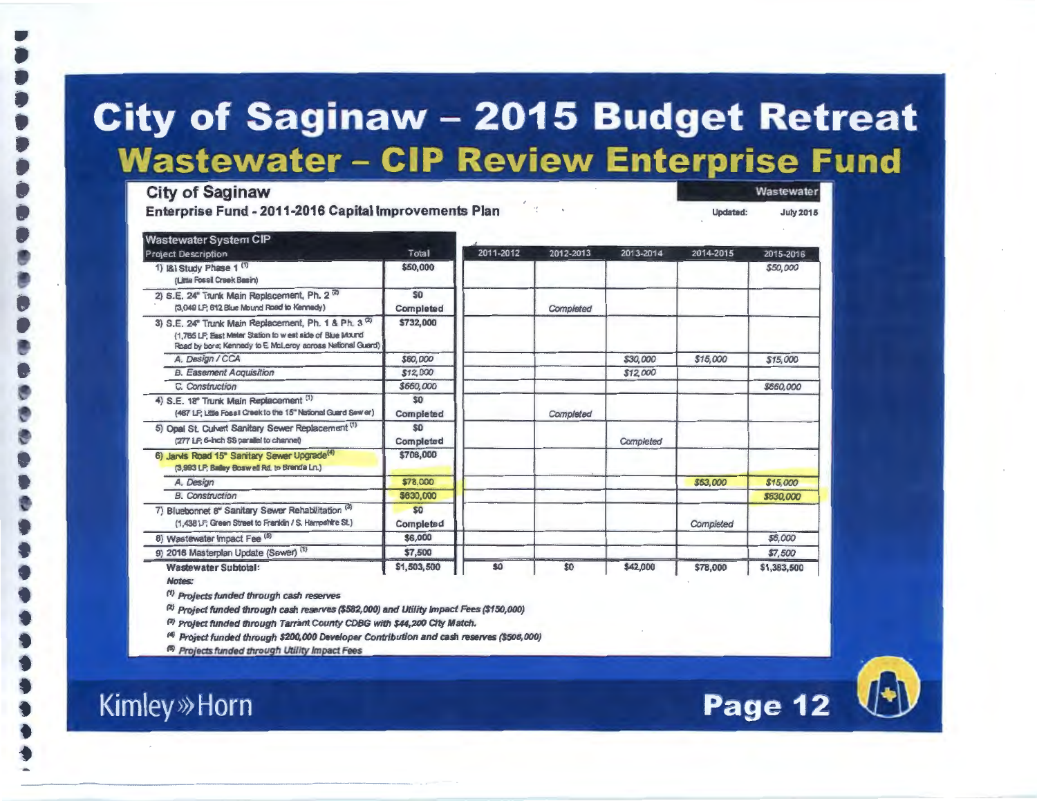# City of Saginaw – 2015 Budget Retreat

## Wastewater – CIP Review Enterprise Fund

**City of Saginaw**

**Enterprise Fund - 2011-2016 Capital Improvements Plan**

Wastewater

Updated: July 2015

| Wastewater System CIP Project Description | Total | 2011-2012 | 2012-2013 | 2013-2014 | 2014-2015 | 2015-2016 |
|---|---|---|---|---|---|---|
| 1) I&I Study Phase 1 [1] (Little Fossil Creek Basin) | $50,000 | | | | | *$50,000* |
| 2) S.E. 24" Trunk Main Replacement, Ph. 2 [2] (3,049 LF; 612 Blue Mound Road to Kennedy) | $0 Completed | | *Completed* | | | |
| 3) S.E. 24" Trunk Main Replacement, Ph. 1 & Ph. 3 [2] (1,765 LF; East Meter Station to west side of Blue Mound Road by bore; Kennedy to E. McLeroy across National Guard) | $732,000 | | | | | |
| *A. Design / CCA* | *$60,000* | | | *$30,000* | *$15,000* | *$15,000* |
| *B. Easement Acquisition* | *$12,000* | | | *$12,000* | | |
| *C. Construction* | *$660,000* | | | | | *$660,000* |
| 4) S.E. 18" Trunk Main Replacement [1] (467 LF; Little Fossil Creek to the 15" National Guard Sewer) | $0 Completed | | *Completed* | | | |
| 5) Opal St. Culvert Sanitary Sewer Replacement [1] (277 LF; 6-inch SS parallel to channel) | $0 Completed | | | *Completed* | | |
| 6) Jarvis Road 15" Sanitary Sewer Upgrade [4] (3,993 LF; Bailey Boswell Rd. to Brenda Ln.) | $708,000 | | | | | |
| *A. Design* | *$78,000* | | | | *$63,000* | *$15,000* |
| *B. Construction* | *$630,000* | | | | | *$630,000* |
| 7) Bluebonnet 6" Sanitary Sewer Rehabilitation [3] (1,438 LF; Green Street to Franklin / S. Hampshire St.) | $0 Completed | | | | *Completed* | |
| 8) Wastewater Impact Fee [5] | $6,000 | | | | | *$6,000* |
| 9) 2016 Masterplan Update (Sewer) [1] | $7,500 | | | | | *$7,500* |
| **Wastewater Subtotal:** | **$1,503,500** | **$0** | **$0** | **$42,000** | **$78,000** | **$1,383,500** |

***Notes:***

*[1] Projects funded through cash reserves*

*[2] Project funded through cash reserves ($582,000) and Utility Impact Fees ($150,000)*

*[3] Project funded through Tarrant County CDBG with $44,200 City Match.*

*[4] Project funded through $200,000 Developer Contribution and cash reserves ($508,000)*

*[5] Projects funded through Utility Impact Fees*

Kimley»Horn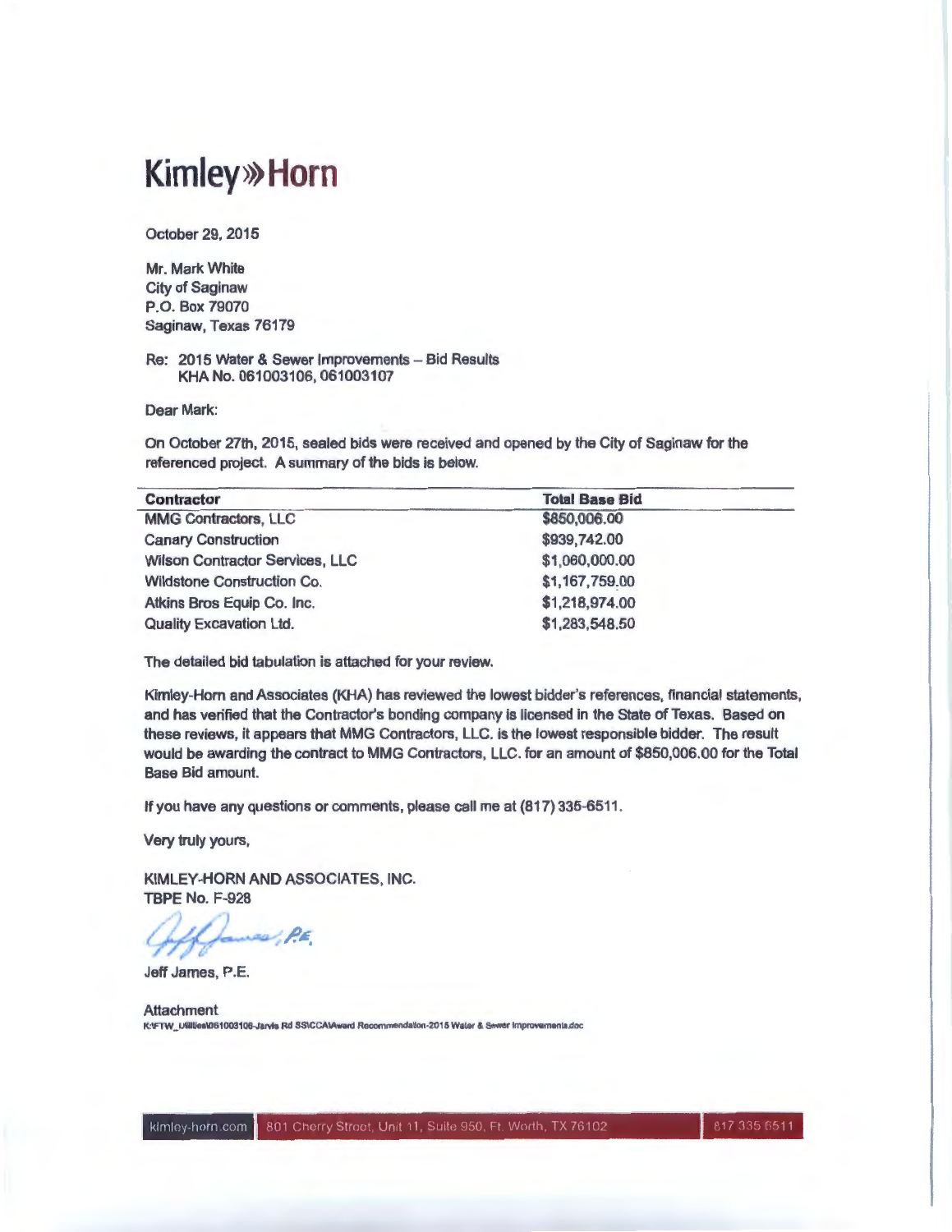# Kimley»Horn

October 29, 2015

Mr. Mark White
City of Saginaw
P.O. Box 79070
Saginaw, Texas 76179

Re: 2015 Water & Sewer Improvements – Bid Results
KHA No. 061003106, 061003107

Dear Mark:

On October 27th, 2015, sealed bids were received and opened by the City of Saginaw for the referenced project. A summary of the bids is below.

| Contractor | Total Base Bid |
|---|---|
| MMG Contractors, LLC | $850,006.00 |
| Canary Construction | $939,742.00 |
| Wilson Contractor Services, LLC | $1,060,000.00 |
| Wildstone Construction Co. | $1,167,759.00 |
| Atkins Bros Equip Co. Inc. | $1,218,974.00 |
| Quality Excavation Ltd. | $1,283,548.50 |

The detailed bid tabulation is attached for your review.

Kimley-Horn and Associates (KHA) has reviewed the lowest bidder's references, financial statements, and has verified that the Contractor's bonding company is licensed in the State of Texas. Based on these reviews, it appears that MMG Contractors, LLC. is the lowest responsible bidder. The result would be awarding the contract to MMG Contractors, LLC. for an amount of $850,006.00 for the Total Base Bid amount.

If you have any questions or comments, please call me at (817) 335-6511.

Very truly yours,

KIMLEY-HORN AND ASSOCIATES, INC.
TBPE No. F-928

Jeff James, P.E.

Jeff James, P.E.

Attachment
K:\FTW_Utilities\061003106-Jarvis Rd SS\CCA\Award Recommendation-2015 Water & Sewer Improvements.doc

kimley-horn.com | 801 Cherry Street, Unit 11, Suite 950, Ft. Worth, TX 76102 | 817 335 6511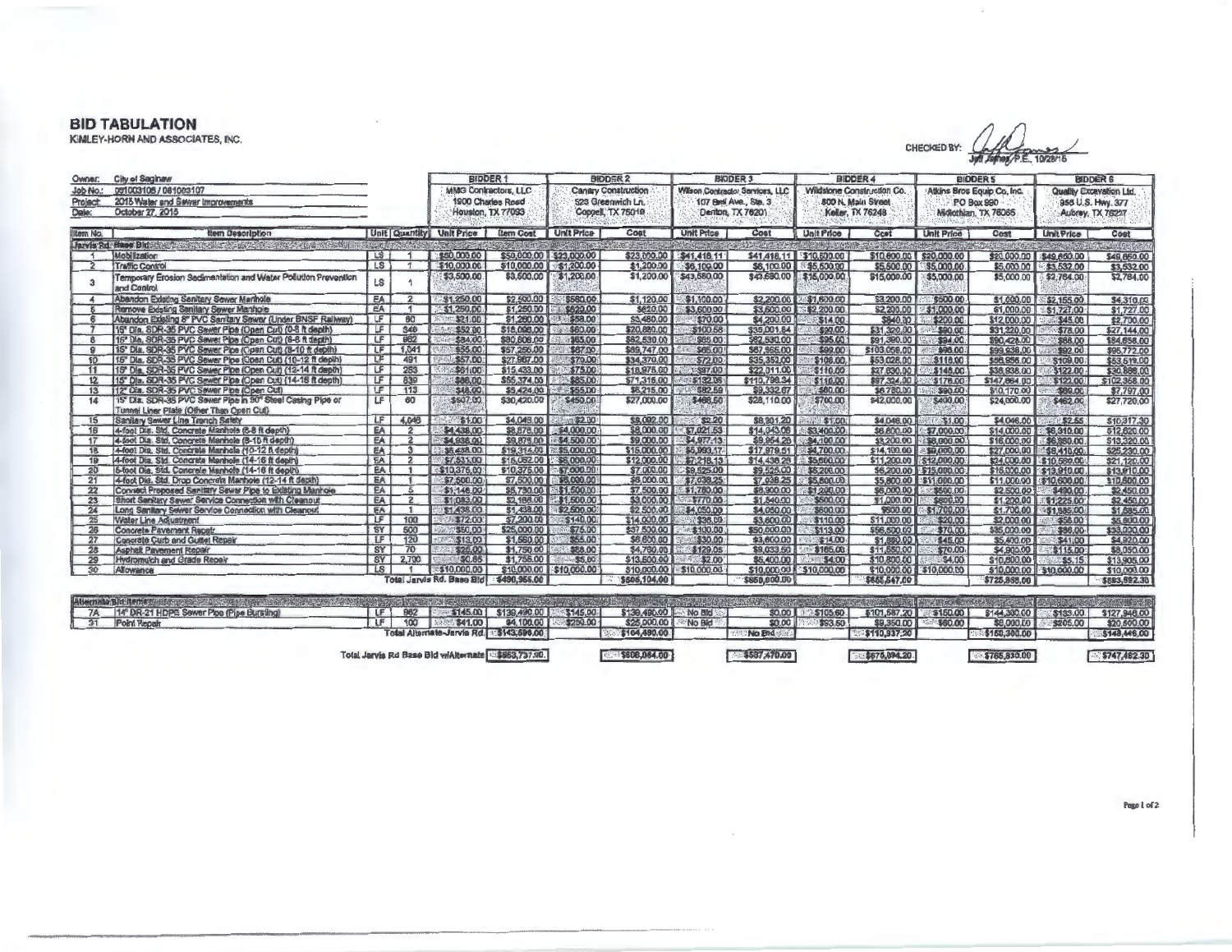# BID TABULATION

KIMLEY-HORN AND ASSOCIATES, INC.

CHECKED BY: Jeff Jones, P.E., 10/28/15

| | | | | BIDDER 1 | | BIDDER 2 | | BIDDER 3 | | BIDDER 4 | | BIDDER 5 | | BIDDER 6 | |
|---|---|---|---|---|---|---|---|---|---|---|---|---|---|---|---|
| Owner: City of Saginaw | | | | MMG Contractors, LLC | | Canary Construction | | Wilson Contractor Services, LLC | | Wildstone Construction Co. | | Atkins Bros Equip Co, Inc. | | Quality Excavation Ltd. | |
| Job No.: 061003106 / 061003107 | | | | 1900 Charles Road | | 523 Greenwich Ln. | | 107 Bell Ave., Ste. 3 | | 800 N. Main Street | | PO Box 990 | | 958 U.S. Hwy. 377 | |
| Project: 2015 Water and Sewer Improvements | | | | Houston, TX 77093 | | Coppell, TX 75019 | | Denton, TX 76201 | | Keller, TX 76248 | | Midlothian, TX 76065 | | Aubrey, TX 76227 | |
| Date: October 27, 2015 | | | | | | | | | | | | | | | |
| Item No. | Item Description | Unit | Quantity | Unit Price | Item Cost | Unit Price | Cost | Unit Price | Cost | Unit Price | Cost | Unit Price | Cost | Unit Price | Cost |
| **Jarvis Rd. Base Bid** | | | | | | | | | | | | | | | |
| 1 | Mobilization | LS | 1 | $50,000.00 | $50,000.00 | $23,000.00 | $23,000.00 | $41,418.11 | $41,418.11 | $10,600.00 | $10,600.00 | $20,000.00 | $20,000.00 | $49,650.00 | $49,650.00 |
| 2 | Traffic Control | LS | 1 | $10,000.00 | $10,000.00 | $1,200.00 | $1,200.00 | $6,100.00 | $6,100.00 | $5,500.00 | $5,500.00 | $5,000.00 | $5,000.00 | $3,532.00 | $3,532.00 |
| 3 | Temporary Erosion Sedimentation and Water Pollution Prevention and Control | LS | 1 | $3,500.00 | $3,500.00 | $1,200.00 | $1,200.00 | $43,680.00 | $43,680.00 | $15,000.00 | $15,000.00 | $5,000.00 | $5,000.00 | $2,784.00 | $2,784.00 |
| 4 | Abandon Existing Sanitary Sewer Manhole | EA | 2 | $1,250.00 | $2,500.00 | $560.00 | $1,120.00 | $1,100.00 | $2,200.00 | $1,600.00 | $3,200.00 | $500.00 | $1,000.00 | $2,155.00 | $4,310.00 |
| 5 | Remove Existing Sanitary Sewer Manhole | EA | 1 | $1,250.00 | $1,250.00 | $620.00 | $620.00 | $3,600.00 | $3,600.00 | $2,200.00 | $2,200.00 | $1,000.00 | $1,000.00 | $1,727.00 | $1,727.00 |
| 6 | Abandon Existing 8" PVC Sanitary Sewer (Under BNSF Railway) | LF | 60 | $21.00 | $1,260.00 | $58.00 | $3,480.00 | $70.00 | $4,200.00 | $14.00 | $840.00 | $200.00 | $12,000.00 | $45.00 | $2,700.00 |
| 7 | 15" Dia. SDR-35 PVC Sewer Pipe (Open Cut) (0-6 ft depth) | LF | 348 | $52.00 | $18,096.00 | $60.00 | $20,880.00 | $100.58 | $35,001.84 | $90.00 | $31,320.00 | $90.00 | $31,320.00 | $78.00 | $27,144.00 |
| 8 | 15" Dia. SDR-35 PVC Sewer Pipe (Open Cut) (6-8 ft depth) | LF | 962 | $84.00 | $80,808.00 | $65.00 | $62,530.00 | $65.00 | $62,530.00 | $95.00 | $91,390.00 | $94.00 | $90,428.00 | $88.00 | $84,656.00 |
| 9 | 15" Dia. SDR-35 PVC Sewer Pipe (Open Cut) (8-10 ft depth) | LF | 1,041 | $55.00 | $57,255.00 | $67.00 | $69,747.00 | $65.00 | $67,665.00 | $99.00 | $103,059.00 | $96.00 | $99,936.00 | $92.00 | $95,772.00 |
| 10 | 15" Dia. SDR-35 PVC Sewer Pipe (Open Cut) (10-12 ft depth) | LF | 491 | $57.00 | $27,987.00 | $70.00 | $34,370.00 | $72.00 | $35,352.00 | $108.00 | $53,028.00 | $116.00 | $56,956.00 | $109.00 | $53,519.00 |
| 11 | 15" Dia. SDR-35 PVC Sewer Pipe (Open Cut) (12-14 ft depth) | LF | 253 | $61.00 | $15,433.00 | $75.00 | $18,975.00 | $87.00 | $22,011.00 | $110.00 | $27,830.00 | $146.00 | $36,938.00 | $122.00 | $30,866.00 |
| 12 | 15" Dia. SDR-35 PVC Sewer Pipe (Open Cut) (14-16 ft depth) | LF | 839 | $66.00 | $55,374.00 | $85.00 | $71,315.00 | $132.06 | $110,798.34 | $116.00 | $97,324.00 | $176.00 | $147,664.00 | $122.00 | $102,358.00 |
| 13 | 12" Dia. SDR-35 PVC Sewer Pipe (Open Cut) | LF | 113 | $48.00 | $5,424.00 | $55.00 | $6,215.00 | $82.59 | $9,332.67 | $60.00 | $6,780.00 | $90.00 | $10,170.00 | $69.00 | $7,797.00 |
| 14 | 15" Dia. SDR-35 PVC Sewer Pipe in 30" Steel Casing Pipe or Tunnel Liner Plate (Other Than Open Cut) | LF | 60 | $507.00 | $30,420.00 | $450.00 | $27,000.00 | $468.50 | $28,110.00 | $700.00 | $42,000.00 | $400.00 | $24,000.00 | $462.00 | $27,720.00 |
| 15 | Sanitary Sewer Line Trench Safety | LF | 4,046 | $1.00 | $4,046.00 | $2.00 | $8,092.00 | $2.20 | $8,901.20 | $1.00 | $4,046.00 | $1.00 | $4,046.00 | $2.55 | $10,317.30 |
| 16 | 4-foot Dia. Std. Concrete Manhole (6-8 ft depth) | EA | 2 | $4,438.00 | $8,876.00 | $4,000.00 | $8,000.00 | $7,021.53 | $14,043.06 | $3,400.00 | $6,800.00 | $7,000.00 | $14,000.00 | $6,310.00 | $12,620.00 |
| 17 | 4-foot Dia. Std. Concrete Manhole (8-10 ft depth) | EA | 2 | $4,938.00 | $9,876.00 | $4,500.00 | $9,000.00 | $4,977.13 | $9,954.26 | $4,100.00 | $8,200.00 | $8,000.00 | $16,000.00 | $6,660.00 | $13,320.00 |
| 18 | 4-foot Dia. Std. Concrete Manhole (10-12 ft depth) | EA | 3 | $6,438.00 | $19,314.00 | $5,000.00 | $15,000.00 | $5,993.17 | $17,979.51 | $4,700.00 | $14,100.00 | $9,000.00 | $27,000.00 | $8,410.00 | $25,230.00 |
| 19 | 4-foot Dia. Std. Concrete Manhole (14-16 ft depth) | EA | 2 | $7,531.00 | $15,062.00 | $6,000.00 | $12,000.00 | $7,218.13 | $14,436.26 | $5,600.00 | $11,200.00 | $12,000.00 | $24,000.00 | $10,560.00 | $21,120.00 |
| 20 | 5-foot Dia. Std. Concrete Manhole (14-16 ft depth) | EA | 1 | $10,375.00 | $10,375.00 | $7,000.00 | $7,000.00 | $9,525.00 | $9,525.00 | $6,200.00 | $6,200.00 | $15,000.00 | $15,000.00 | $13,910.00 | $13,910.00 |
| 21 | 4-foot Dia. Std. Drop Concrete Manhole (12-14 ft depth) | EA | 1 | $7,500.00 | $7,500.00 | $6,000.00 | $6,000.00 | $7,038.25 | $7,038.25 | $5,800.00 | $5,800.00 | $11,000.00 | $11,000.00 | $10,600.00 | $10,600.00 |
| 22 | Connect Proposed Sanitary Sewer Pipe to Existing Manhole | EA | 5 | $1,146.00 | $5,730.00 | $1,500.00 | $7,500.00 | $1,780.00 | $8,900.00 | $1,200.00 | $6,000.00 | $500.00 | $2,500.00 | $490.00 | $2,450.00 |
| 23 | Short Sanitary Sewer Service Connection with Cleanout | EA | 2 | $1,093.00 | $2,186.00 | $1,500.00 | $3,000.00 | $770.00 | $1,540.00 | $500.00 | $1,000.00 | $600.00 | $1,200.00 | $1,225.00 | $2,450.00 |
| 24 | Long Sanitary Sewer Service Connection with Cleanout | EA | 1 | $1,438.00 | $1,438.00 | $2,500.00 | $2,500.00 | $4,050.00 | $4,050.00 | $600.00 | $600.00 | $1,700.00 | $1,700.00 | $1,685.00 | $1,685.00 |
| 25 | Water Line Adjustment | LF | 100 | $72.00 | $7,200.00 | $140.00 | $14,000.00 | $36.00 | $3,600.00 | $110.00 | $11,000.00 | $20.00 | $2,000.00 | $58.00 | $5,800.00 |
| 26 | Concrete Pavement Repair | SY | 500 | $50.00 | $25,000.00 | $75.00 | $37,500.00 | $130.00 | $65,000.00 | $113.00 | $56,500.00 | $70.00 | $35,000.00 | $66.00 | $33,000.00 |
| 27 | Concrete Curb and Gutter Repair | LF | 120 | $13.00 | $1,560.00 | $55.00 | $6,600.00 | $30.00 | $3,600.00 | $14.00 | $1,680.00 | $45.00 | $5,400.00 | $41.00 | $4,920.00 |
| 28 | Asphalt Pavement Repair | SY | 70 | $25.00 | $1,750.00 | $68.00 | $4,760.00 | $129.05 | $9,033.50 | $165.00 | $11,550.00 | $70.00 | $4,900.00 | $115.00 | $8,050.00 |
| 29 | Hydromulch and Grade Repair | SY | 2,700 | $0.65 | $1,755.00 | $5.00 | $13,500.00 | $2.00 | $5,400.00 | $4.00 | $10,800.00 | $4.00 | $10,800.00 | $5.15 | $13,905.00 |
| 30 | Allowance | LS | 1 | $10,000.00 | $10,000.00 | $10,000.00 | $10,000.00 | $10,000.00 | $10,000.00 | $10,000.00 | $10,000.00 | $10,000.00 | $10,000.00 | $10,000.00 | $10,000.00 |
| | Total Jarvis Rd. Base Bid | | | | $490,956.00 | | $506,104.00 | | $659,600.00 | | $565,547.00 | | $725,558.00 | | $593,592.30 |
| **Alternate Bid Items** | | | | | | | | | | | | | | | |
| 7A | 14" DR-21 HDPE Sewer Pipe (Pipe Bursting) | LF | 962 | $145.00 | $139,490.00 | $145.00 | $139,490.00 | No Bid | $0.00 | $105.60 | $101,587.20 | $150.00 | $144,300.00 | $133.00 | $127,946.00 |
| 31 | Point Repair | LF | 100 | $41.00 | $4,100.00 | $250.00 | $25,000.00 | No Bid | $0.00 | $93.50 | $9,350.00 | $60.00 | $6,000.00 | $205.00 | $20,500.00 |
| | Total Alternate-Jarvis Rd. | | | | $143,590.00 | | $164,490.00 | | No Bid | | $110,937.20 | | $150,300.00 | | $148,446.00 |
| | Total Jarvis Rd Base Bid w/Alternate | | | | $563,737.00 | | $606,084.00 | | $587,470.00 | | $675,894.20 | | $785,830.00 | | $747,482.30 |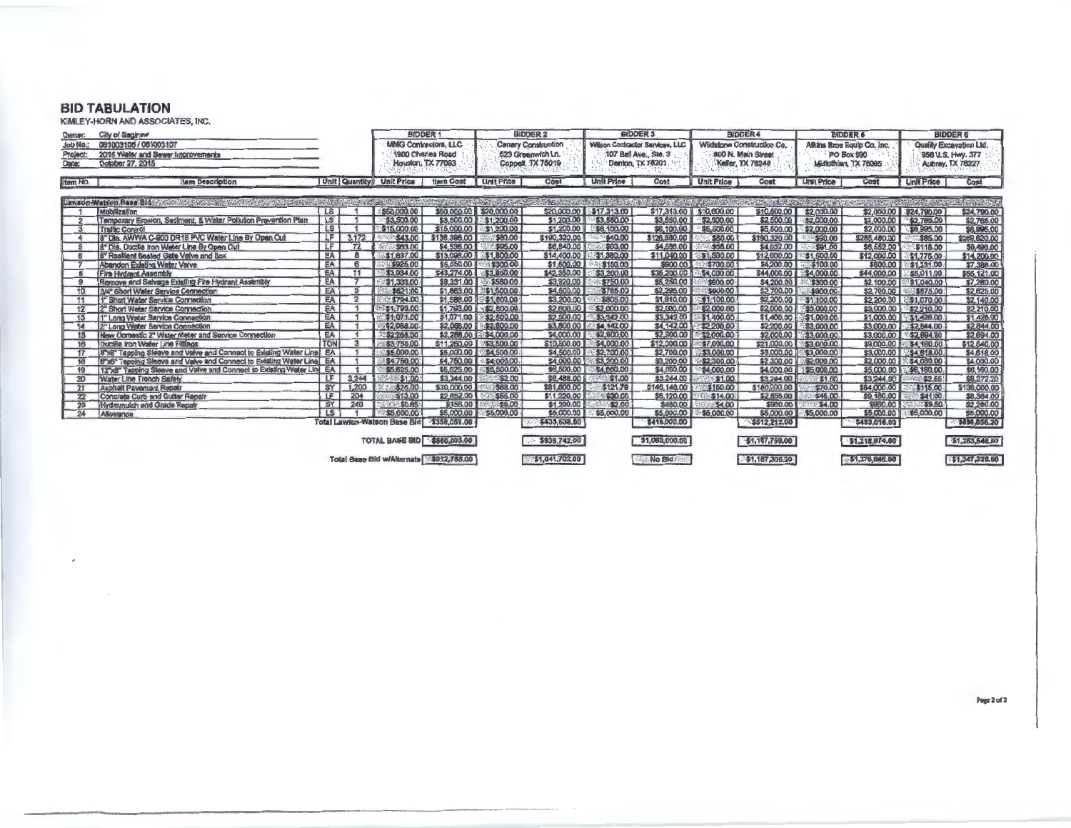# BID TABULATION

KIMLEY-HORN AND ASSOCIATES, INC.

| | | | | BIDDER 1 | | BIDDER 2 | | BIDDER 3 | | BIDDER 4 | | BIDDER 5 | | BIDDER 6 | |
|---|---|---|---|---|---|---|---|---|---|---|---|---|---|---|---|
| Owner: | City of Saginaw | | | MMG Contractors, LLC | | Canary Construction | | Wilson Contractor Services, LLC | | Wildstone Construction Co. | | Atkins Bros Equip Co. Inc. | | Quality Excavation Ltd. | |
| Job No.: | 061003106 / 061003107 | | | 1900 Charles Road | | 523 Greenwich Ln. | | 107 Bell Ave., Ste. 3 | | 800 N. Main Street | | PO Box 990 | | 958 U.S. Hwy. 377 | |
| Project: | 2016 Water and Sewer Improvements | | | Houston, TX 77093 | | Coppell, TX 75019 | | Denton, TX 76201 | | Keller, TX 76248 | | Midlothian, TX 76065 | | Aubrey, TX 76227 | |
| Date: | October 27, 2015 | | | | | | | | | | | | | | |
| Item No. | Item Description | Unit | Quantity | Unit Price | Item Cost | Unit Price | Cost | Unit Price | Cost | Unit Price | Cost | Unit Price | Cost | Unit Price | Cost |
| Lawson-Watson Base Bid | | | | | | | | | | | | | | | |
| 1 | Mobilization | LS | 1 | $50,000.00 | $50,000.00 | $20,000.00 | $20,000.00 | $17,313.00 | $17,313.00 | $10,600.00 | $10,600.00 | $2,000.00 | $2,000.00 | $24,790.00 | $24,790.00 |
| 2 | Temporary Erosion, Sediment, & Water Pollution Prevention Plan | LS | 1 | $3,500.00 | $3,500.00 | $1,200.00 | $1,200.00 | $3,550.00 | $3,550.00 | $2,500.00 | $2,500.00 | $2,000.00 | $2,000.00 | $2,765.00 | $2,765.00 |
| 3 | Traffic Control | LS | 1 | $15,000.00 | $15,000.00 | $1,200.00 | $1,200.00 | $6,100.00 | $6,100.00 | $5,500.00 | $5,500.00 | $2,000.00 | $2,000.00 | $9,995.00 | $9,995.00 |
| 4 | 8" Dia. AWWA C-900 DR18 PVC Water Line By Open Cut | LF | 3,172 | $43.00 | $136,396.00 | $60.00 | $190,320.00 | $40.00 | $126,880.00 | $60.00 | $190,320.00 | $90.00 | $285,480.00 | $85.00 | $269,620.00 |
| 5 | 8" Dia. Ductile Iron Water Line By Open Cut | LF | 72 | $63.00 | $4,536.00 | $95.00 | $6,840.00 | $63.00 | $4,536.00 | $56.00 | $4,032.00 | $91.00 | $6,552.00 | $118.00 | $8,496.00 |
| 6 | 8" Resilient Seated Gate Valve and Box | EA | 8 | $1,637.00 | $13,096.00 | $1,800.00 | $14,400.00 | $1,380.00 | $11,040.00 | $1,500.00 | $12,000.00 | $1,500.00 | $12,000.00 | $1,775.00 | $14,200.00 |
| 7 | Abandon Existing Water Valve | EA | 6 | $925.00 | $5,550.00 | $300.00 | $1,800.00 | $150.00 | $900.00 | $700.00 | $4,200.00 | $100.00 | $600.00 | $1,231.00 | $7,386.00 |
| 8 | Fire Hydrant Assembly | EA | 11 | $3,934.00 | $43,274.00 | $3,850.00 | $42,350.00 | $3,200.00 | $35,200.00 | $4,000.00 | $44,000.00 | $4,000.00 | $44,000.00 | $5,011.00 | $55,121.00 |
| 9 | Remove and Salvage Existing Fire Hydrant Assembly | EA | 7 | $1,333.00 | $9,331.00 | $560.00 | $3,920.00 | $750.00 | $5,250.00 | $600.00 | $4,200.00 | $300.00 | $2,100.00 | $1,040.00 | $7,280.00 |
| 10 | 3/4" Short Water Service Connection | EA | 3 | $621.00 | $1,863.00 | $1,500.00 | $4,500.00 | $765.00 | $2,295.00 | $900.00 | $2,700.00 | $900.00 | $2,700.00 | $875.00 | $2,625.00 |
| 11 | 1" Short Water Service Connection | EA | 2 | $794.00 | $1,588.00 | $1,600.00 | $3,200.00 | $805.00 | $1,610.00 | $1,100.00 | $2,200.00 | $1,100.00 | $2,200.00 | $1,070.00 | $2,140.00 |
| 12 | 2" Short Water Service Connection | EA | 1 | $1,793.00 | $1,793.00 | $2,600.00 | $2,600.00 | $2,000.00 | $2,000.00 | $2,000.00 | $2,000.00 | $3,000.00 | $3,000.00 | $2,210.00 | $2,210.00 |
| 13 | 1" Long Water Service Connection | EA | 1 | $1,071.00 | $1,071.00 | $2,500.00 | $2,500.00 | $3,342.00 | $3,342.00 | $1,400.00 | $1,400.00 | $1,000.00 | $1,000.00 | $1,426.00 | $1,426.00 |
| 14 | 2" Long Water Service Connection | EA | 1 | $2,068.00 | $2,068.00 | $3,800.00 | $3,800.00 | $4,142.00 | $4,142.00 | $2,200.00 | $2,200.00 | $3,000.00 | $3,000.00 | $2,844.00 | $2,844.00 |
| 15 | New Domestic 2" Water Meter and Service Connection | EA | 1 | $2,288.00 | $2,288.00 | $4,000.00 | $4,000.00 | $2,900.00 | $2,900.00 | $2,000.00 | $2,000.00 | $3,000.00 | $3,000.00 | $2,694.00 | $2,694.00 |
| 16 | Ductile Iron Water Line Fittings | TON | 3 | $3,750.00 | $11,250.00 | $3,500.00 | $10,500.00 | $4,000.00 | $12,000.00 | $7,000.00 | $21,000.00 | $3,000.00 | $9,000.00 | $4,180.00 | $12,540.00 |
| 17 | 8"x8" Tapping Sleeve and Valve and Connect to Existing Water Line | EA | 1 | $5,000.00 | $5,000.00 | $4,500.00 | $4,500.00 | $2,700.00 | $2,700.00 | $3,000.00 | $3,000.00 | $3,000.00 | $3,000.00 | $4,618.00 | $4,618.00 |
| 18 | 6"x6" Tapping Sleeve and Valve and Connect to Existing Water Line | EA | 1 | $4,750.00 | $4,750.00 | $4,000.00 | $4,000.00 | $3,200.00 | $3,200.00 | $2,300.00 | $2,300.00 | $2,000.00 | $2,000.00 | $4,030.00 | $4,030.00 |
| 19 | 12"x8" Tapping Sleeve and Valve and Connect to Existing Water Line | EA | 1 | $5,625.00 | $5,625.00 | $6,500.00 | $6,500.00 | $4,050.00 | $4,050.00 | $4,000.00 | $4,000.00 | $5,000.00 | $5,000.00 | $6,160.00 | $6,160.00 |
| 20 | Water Line Trench Safety | LF | 3,244 | $1.00 | $3,244.00 | $2.00 | $6,488.00 | $1.00 | $3,244.00 | $1.00 | $3,244.00 | $1.00 | $3,244.00 | $2.55 | $8,272.20 |
| 21 | Asphalt Pavement Repair | SY | 1,200 | $25.00 | $30,000.00 | $68.00 | $81,600.00 | $121.79 | $146,148.00 | $150.00 | $180,000.00 | $70.00 | $84,000.00 | $115.00 | $138,000.00 |
| 22 | Concrete Curb and Gutter Repair | LF | 204 | $13.00 | $2,652.00 | $55.00 | $11,220.00 | $30.00 | $6,120.00 | $14.00 | $2,856.00 | $45.00 | $9,180.00 | $41.00 | $8,364.00 |
| 23 | Hydromulch and Grade Repair | SY | 240 | $0.65 | $156.00 | $5.00 | $1,200.00 | $2.00 | $480.00 | $4.00 | $960.00 | $4.00 | $960.00 | $9.50 | $2,280.00 |
| 24 | Allowance | LS | 1 | $5,000.00 | $5,000.00 | $5,000.00 | $5,000.00 | $5,000.00 | $5,000.00 | $5,000.00 | $5,000.00 | $5,000.00 | $5,000.00 | $5,000.00 | $5,000.00 |
| | Total Lawson-Watson Base Bid | | | | $358,031.00 | | $433,538.00 | | $410,000.00 | | $512,212.00 | | $493,016.00 | | $538,856.20 |
| | TOTAL BASE BID | | | | $860,003.00 | | $939,742.00 | | $1,060,000.00 | | $1,167,759.00 | | $1,218,974.00 | | $1,283,548.50 |
| | Total Base Bid w/Alternate | | | | $912,785.00 | | $1,041,702.00 | | No Bid | | $1,187,306.20 | | $1,278,846.00 | | $1,347,338.50 |